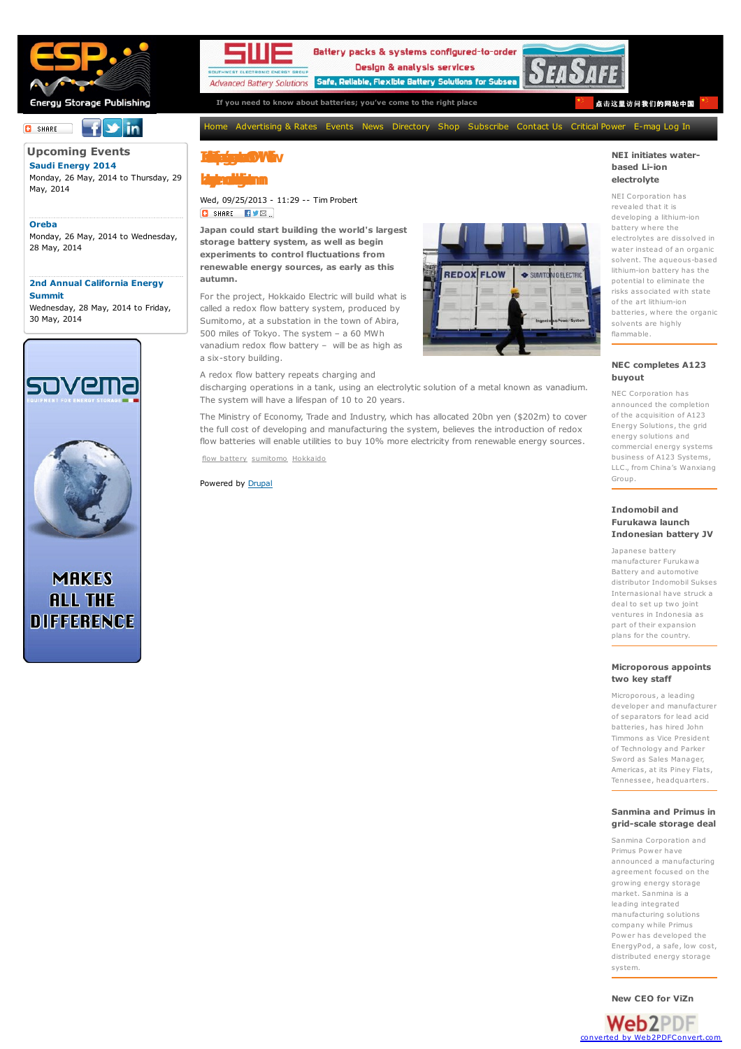Energy Storage Publishing

If you need to know about batteries; you've come to the right place

Home | Advertising & Rates | Events | News | Directory | Shop | Subscribe | Contact Us | Critical Power | E-mag Log In

## Upcoming Events

**Saudi Energy 2014**
Monday, 26 May, 2014 to Thursday, 29 May, 2014

**Oreba**
Monday, 26 May, 2014 to Wednesday, 28 May, 2014

**2nd Annual California Energy Summit**
Wednesday, 28 May, 2014 to Friday, 30 May, 2014

Wed, 09/25/2013 - 11:29 -- Tim Probert

**Japan could start building the world's largest storage battery system, as well as begin experiments to control fluctuations from renewable energy sources, as early as this autumn.**

For the project, Hokkaido Electric will build what is called a redox flow battery system, produced by Sumitomo, at a substation in the town of Abira, 500 miles of Tokyo. The system – a 60 MWh vanadium redox flow battery – will be as high as a six-story building.

A redox flow battery repeats charging and discharging operations in a tank, using an electrolytic solution of a metal known as vanadium. The system will have a lifespan of 10 to 20 years.

The Ministry of Economy, Trade and Industry, which has allocated 20bn yen ($202m) to cover the full cost of developing and manufacturing the system, believes the introduction of redox flow batteries will enable utilities to buy 10% more electricity from renewable energy sources.

flow battery sumitomo Hokkaido

Powered by Drupal

### NEI initiates water-based Li-ion electrolyte

NEI Corporation has revealed that it is developing a lithium-ion battery where the electrolytes are dissolved in water instead of an organic solvent. The aqueous-based lithium-ion battery has the potential to eliminate the risks associated with state of the art lithium-ion batteries, where the organic solvents are highly flammable.

### NEC completes A123 buyout

NEC Corporation has announced the completion of the acquisition of A123 Energy Solutions, the grid energy solutions and commercial energy systems business of A123 Systems, LLC., from China's Wanxiang Group.

### Indomobil and Furukawa launch Indonesian battery JV

Japanese battery manufacturer Furukawa Battery and automotive distributor Indomobil Sukses Internasional have struck a deal to set up two joint ventures in Indonesia as part of their expansion plans for the country.

### Microporous appoints two key staff

Microporous, a leading developer and manufacturer of separators for lead acid batteries, has hired John Timmons as Vice President of Technology and Parker Sword as Sales Manager, Americas, at its Piney Flats, Tennessee, headquarters.

### Sanmina and Primus in grid-scale storage deal

Sanmina Corporation and Primus Power have announced a manufacturing agreement focused on the growing energy storage market. Sanmina is a leading integrated manufacturing solutions company while Primus Power has developed the EnergyPod, a safe, low cost, distributed energy storage system.

### New CEO for ViZn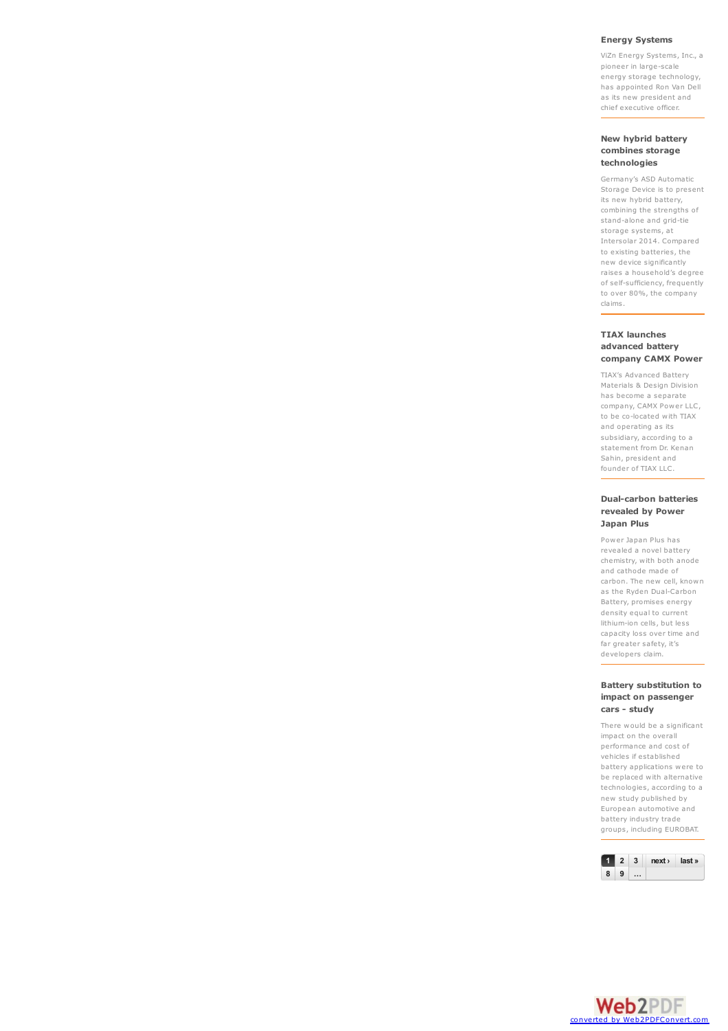### Energy Systems

ViZn Energy Systems, Inc., a pioneer in large-scale energy storage technology, has appointed Ron Van Dell as its new president and chief executive officer.

### New hybrid battery combines storage technologies

Germany's ASD Automatic Storage Device is to present its new hybrid battery, combining the strengths of stand-alone and grid-tie storage systems, at Intersolar 2014. Compared to existing batteries, the new device significantly raises a household's degree of self-sufficiency, frequently to over 80%, the company claims.

### TIAX launches advanced battery company CAMX Power

TIAX's Advanced Battery Materials & Design Division has become a separate company, CAMX Power LLC, to be co-located with TIAX and operating as its subsidiary, according to a statement from Dr. Kenan Sahin, president and founder of TIAX LLC.

### Dual-carbon batteries revealed by Power Japan Plus

Power Japan Plus has revealed a novel battery chemistry, with both anode and cathode made of carbon. The new cell, known as the Ryden Dual-Carbon Battery, promises energy density equal to current lithium-ion cells, but less capacity loss over time and far greater safety, it's developers claim.

### Battery substitution to impact on passenger cars - study

There would be a significant impact on the overall performance and cost of vehicles if established battery applications were to be replaced with alternative technologies, according to a new study published by European automotive and battery industry trade groups, including EUROBAT.

1 2 3 next › last »
8 9 …